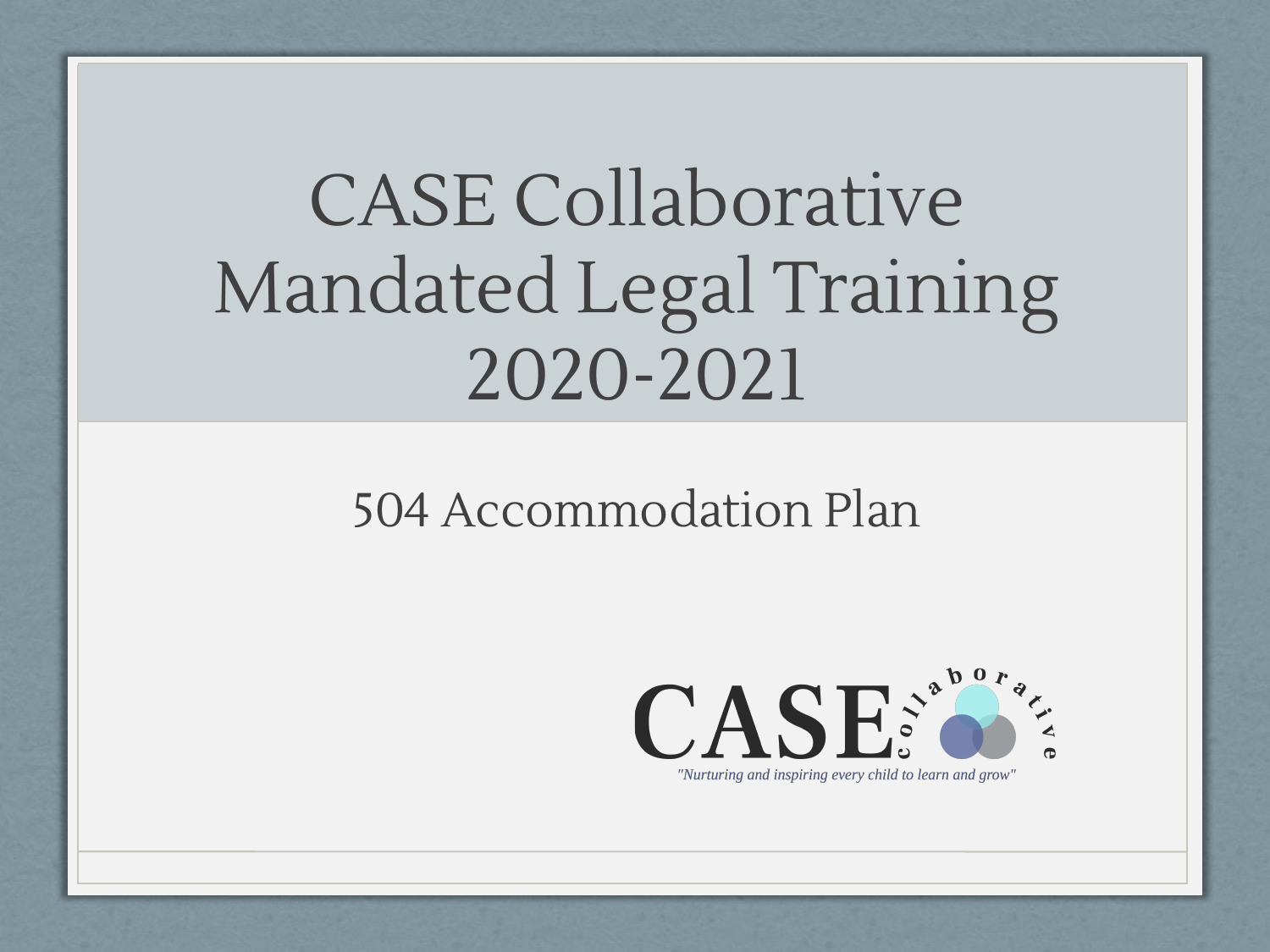# CASE Collaborative Mandated Legal Training 2020-2021

## 504 Accommodation Plan

CASE collaborative

*"Nurturing and inspiring every child to learn and grow"*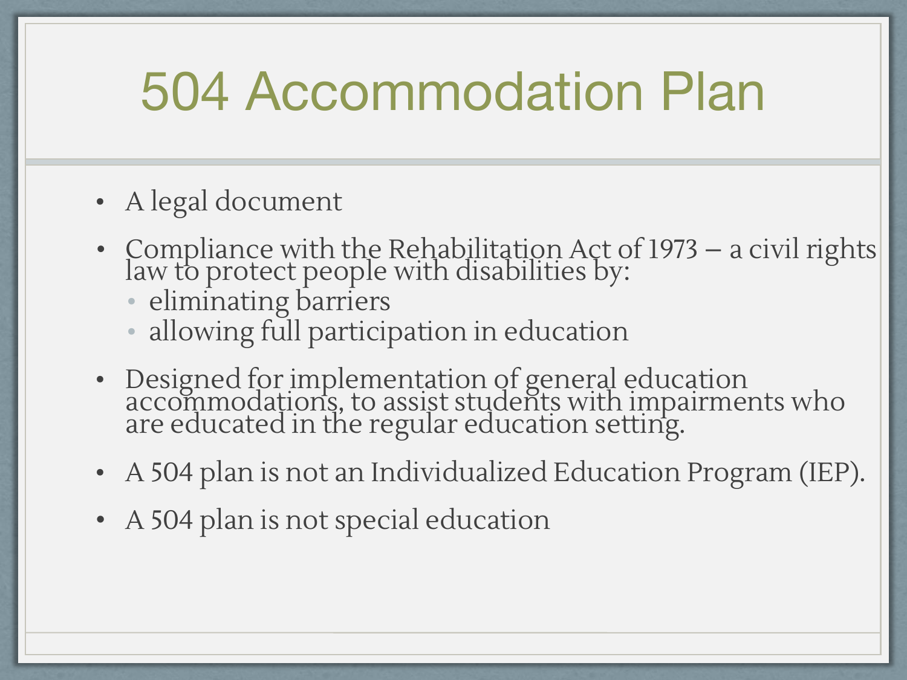# 504 Accommodation Plan

- A legal document
- Compliance with the Rehabilitation Act of 1973 – a civil rights law to protect people with disabilities by:
  - eliminating barriers
  - allowing full participation in education
- Designed for implementation of general education accommodations, to assist students with impairments who are educated in the regular education setting.
- A 504 plan is not an Individualized Education Program (IEP).
- A 504 plan is not special education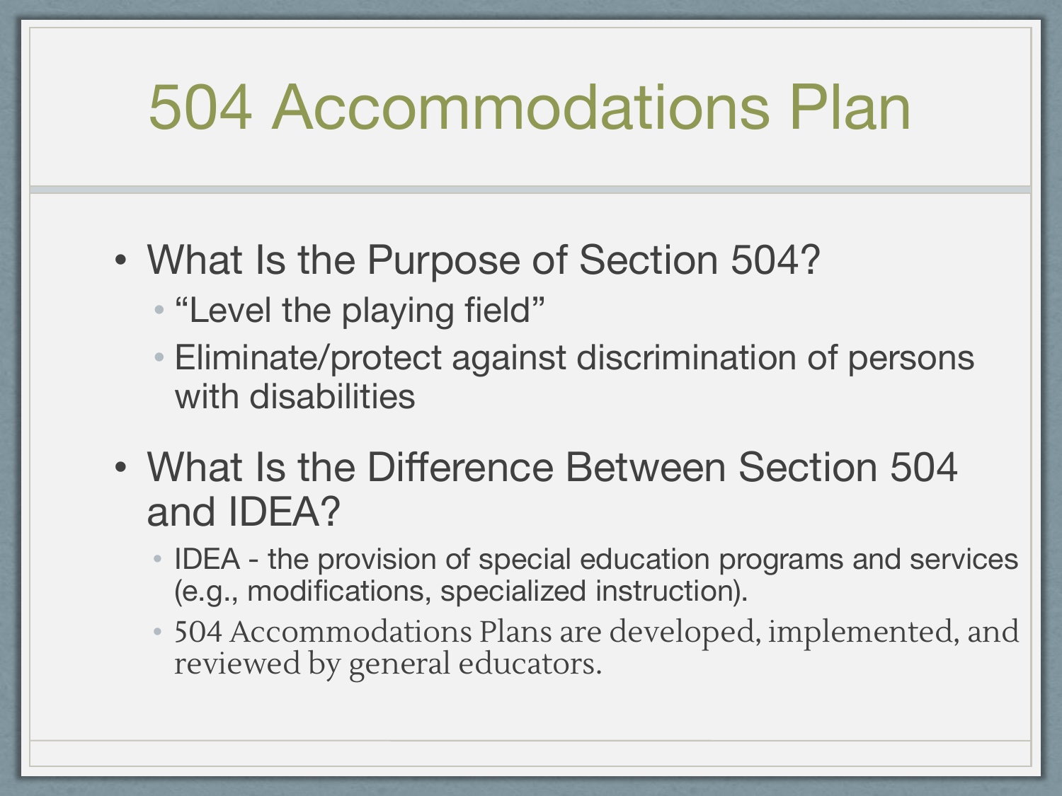# 504 Accommodations Plan

- What Is the Purpose of Section 504?
  - "Level the playing field"
  - Eliminate/protect against discrimination of persons with disabilities
- What Is the Difference Between Section 504 and IDEA?
  - IDEA - the provision of special education programs and services (e.g., modifications, specialized instruction).
  - 504 Accommodations Plans are developed, implemented, and reviewed by general educators.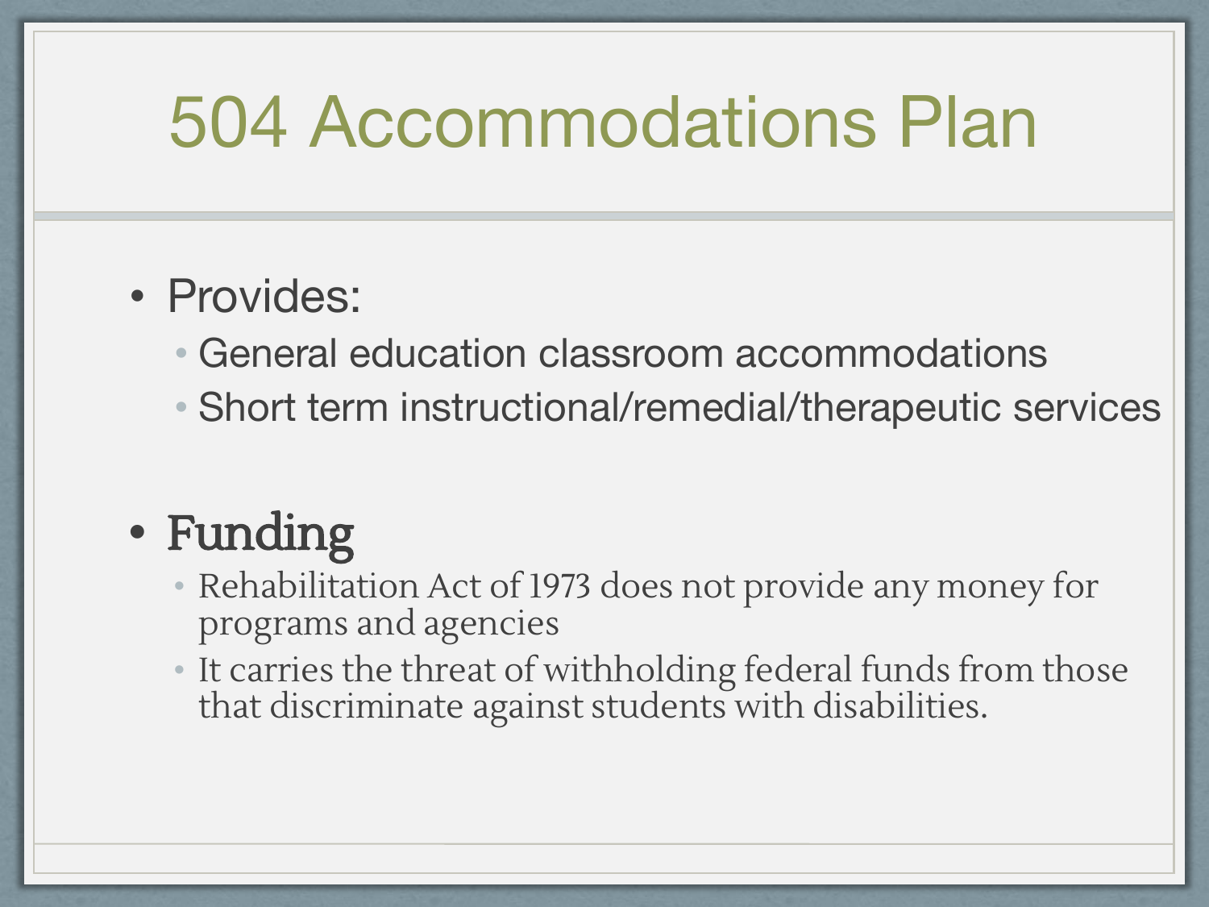# 504 Accommodations Plan

- Provides:
  - General education classroom accommodations
  - Short term instructional/remedial/therapeutic services

- **Funding**
  - Rehabilitation Act of 1973 does not provide any money for programs and agencies
  - It carries the threat of withholding federal funds from those that discriminate against students with disabilities.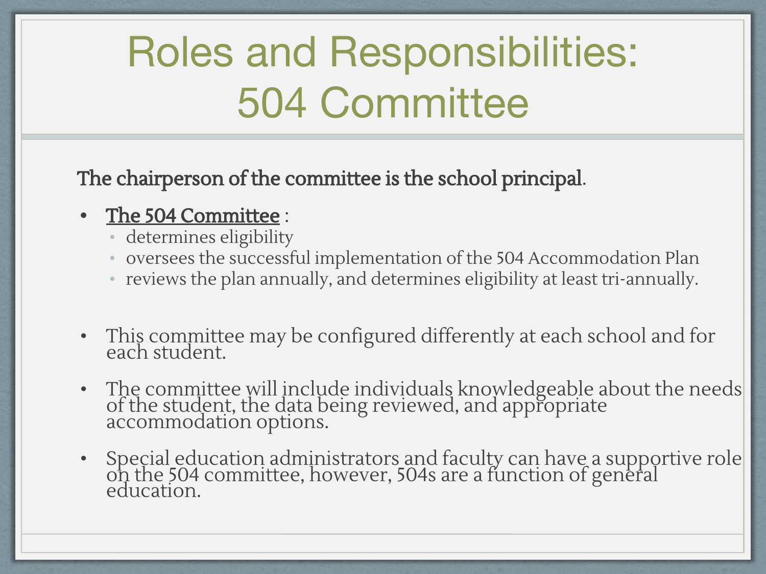# Roles and Responsibilities: 504 Committee

**The chairperson of the committee is the school principal**.

- **The 504 Committee** :
  - determines eligibility
  - oversees the successful implementation of the 504 Accommodation Plan
  - reviews the plan annually, and determines eligibility at least tri-annually.

- This committee may be configured differently at each school and for each student.

- The committee will include individuals knowledgeable about the needs of the student, the data being reviewed, and appropriate accommodation options.

- Special education administrators and faculty can have a supportive role on the 504 committee, however, 504s are a function of general education.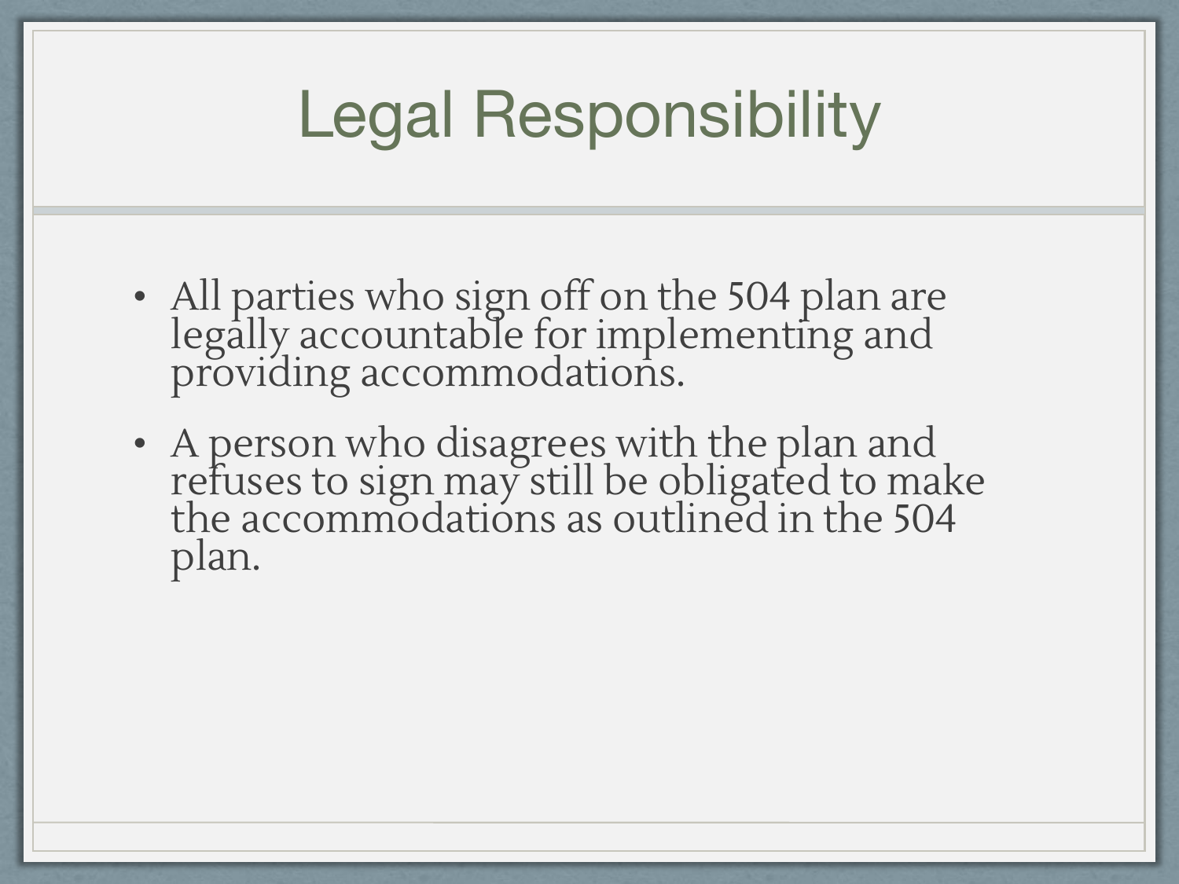# Legal Responsibility

- All parties who sign off on the 504 plan are legally accountable for implementing and providing accommodations.
- A person who disagrees with the plan and refuses to sign may still be obligated to make the accommodations as outlined in the 504 plan.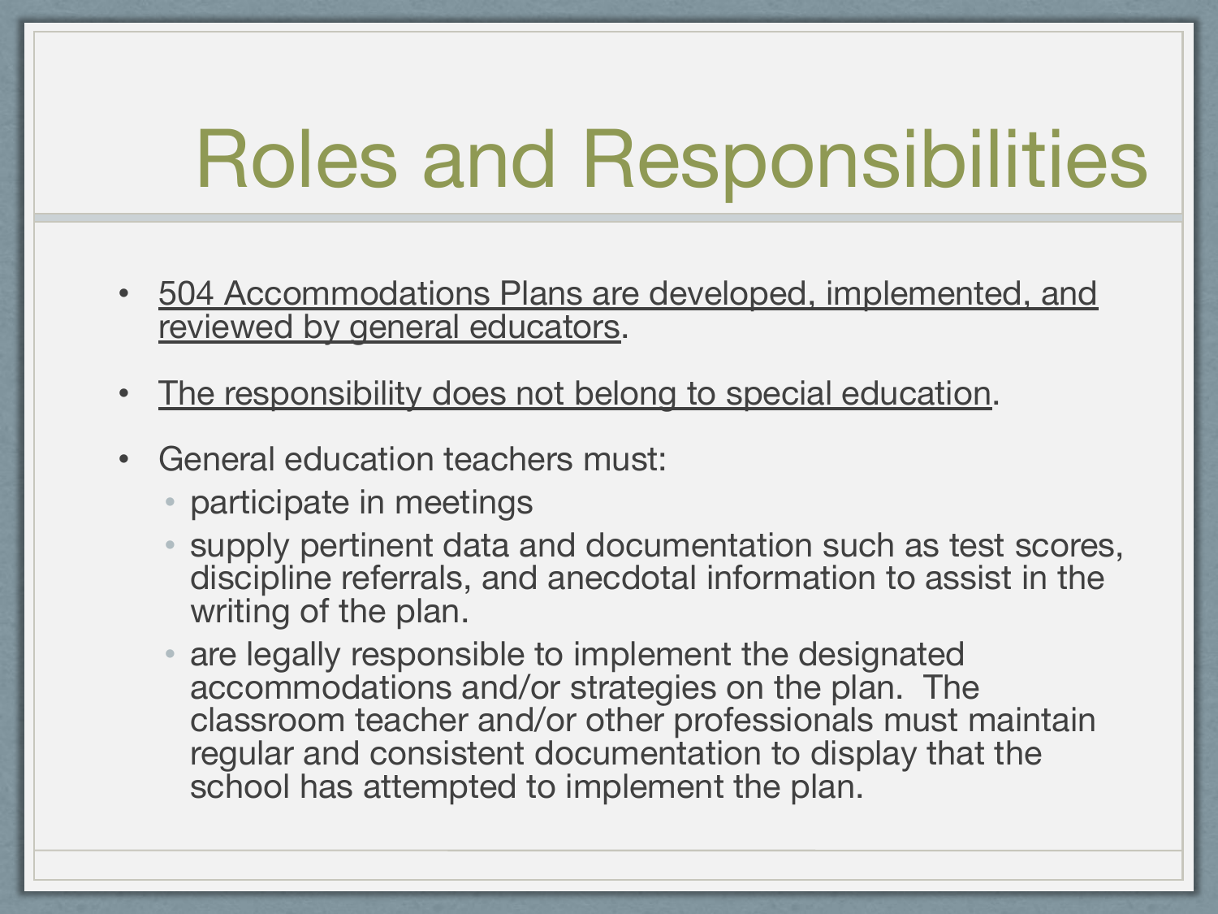# Roles and Responsibilities

- <u>504 Accommodations Plans are developed, implemented, and reviewed by general educators</u>.
- <u>The responsibility does not belong to special education</u>.
- General education teachers must:
  - participate in meetings
  - supply pertinent data and documentation such as test scores, discipline referrals, and anecdotal information to assist in the writing of the plan.
  - are legally responsible to implement the designated accommodations and/or strategies on the plan. The classroom teacher and/or other professionals must maintain regular and consistent documentation to display that the school has attempted to implement the plan.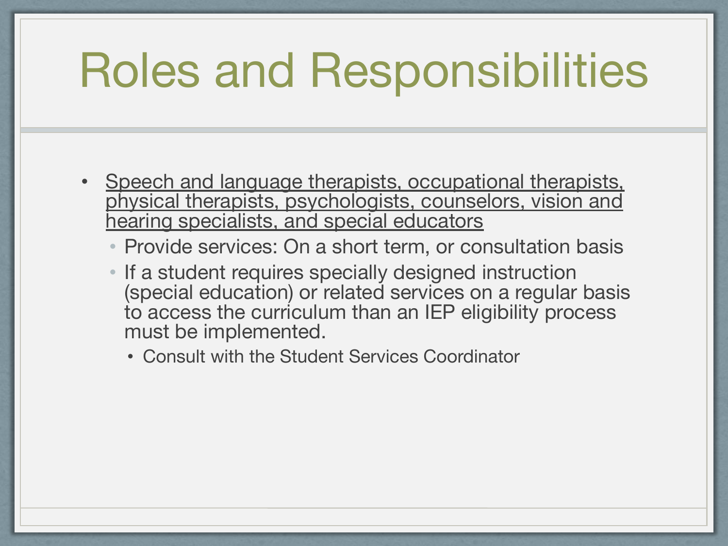# Roles and Responsibilities

- <u>Speech and language therapists, occupational therapists, physical therapists, psychologists, counselors, vision and hearing specialists, and special educators</u>
  - Provide services: On a short term, or consultation basis
  - If a student requires specially designed instruction (special education) or related services on a regular basis to access the curriculum than an IEP eligibility process must be implemented.
    - Consult with the Student Services Coordinator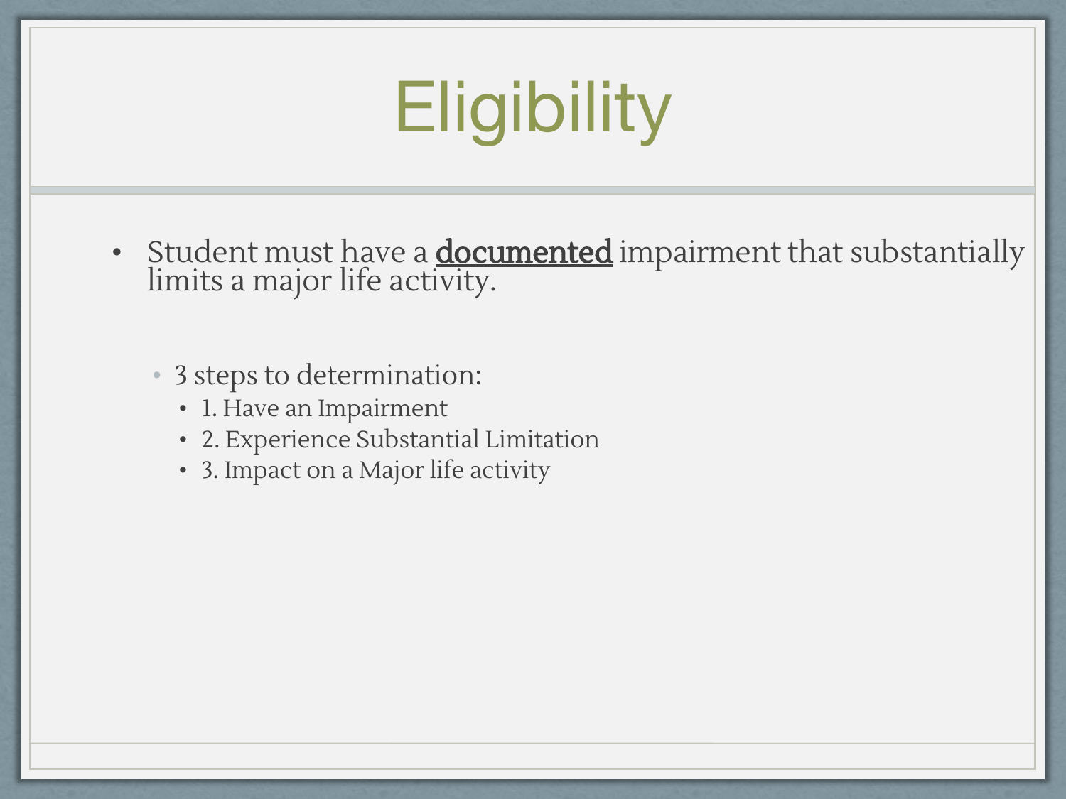# Eligibility

- Student must have a **<u>documented</u>** impairment that substantially limits a major life activity.

  - 3 steps to determination:
    - 1. Have an Impairment
    - 2. Experience Substantial Limitation
    - 3. Impact on a Major life activity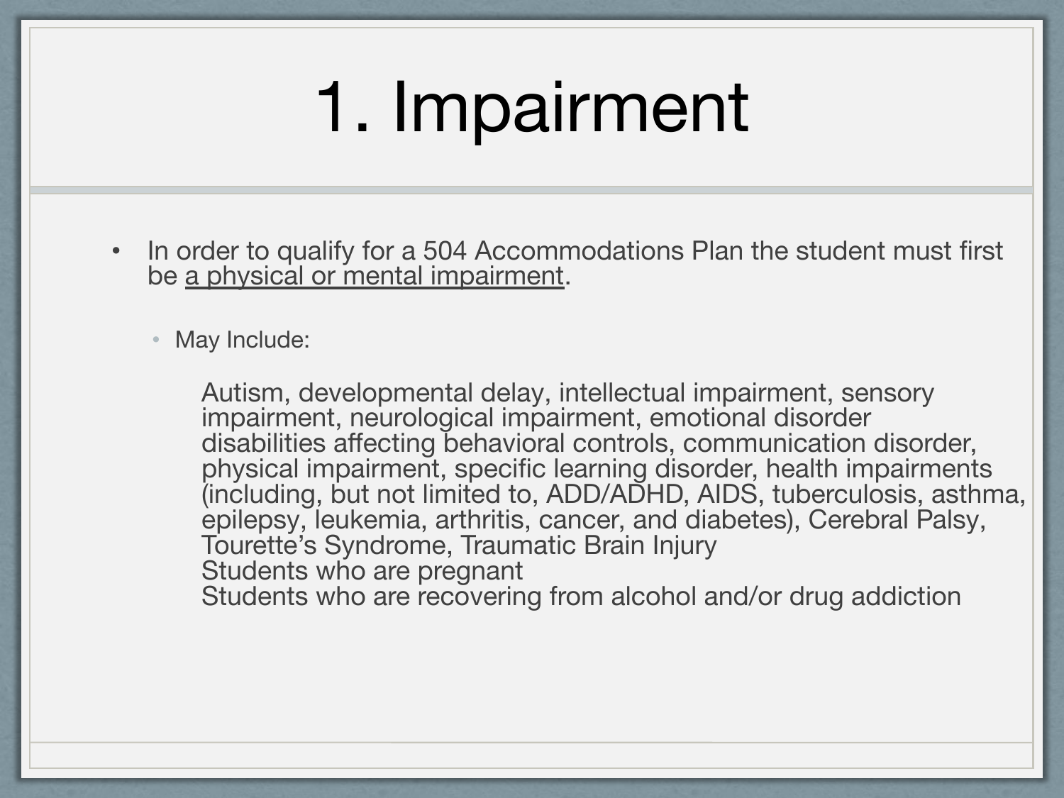# 1. Impairment

- In order to qualify for a 504 Accommodations Plan the student must first be <u>a physical or mental impairment</u>.
  - May Include:

    Autism, developmental delay, intellectual impairment, sensory impairment, neurological impairment, emotional disorder disabilities affecting behavioral controls, communication disorder, physical impairment, specific learning disorder, health impairments (including, but not limited to, ADD/ADHD, AIDS, tuberculosis, asthma, epilepsy, leukemia, arthritis, cancer, and diabetes), Cerebral Palsy, Tourette's Syndrome, Traumatic Brain Injury

    Students who are pregnant

    Students who are recovering from alcohol and/or drug addiction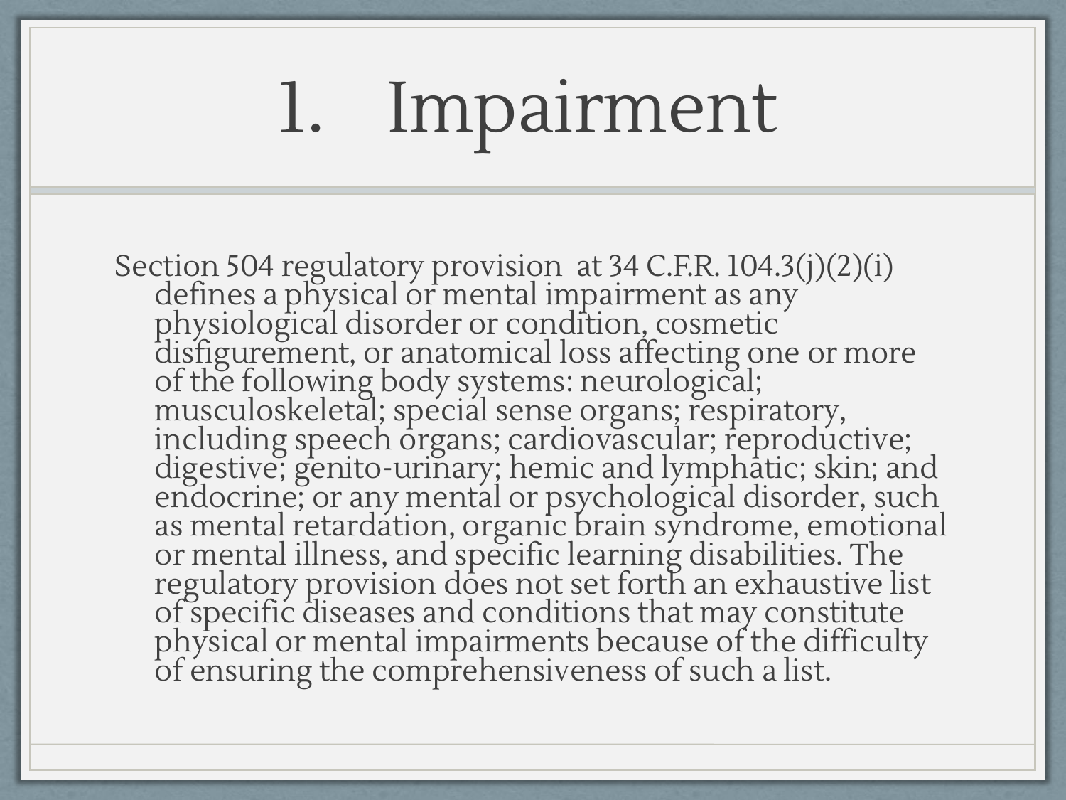# 1. Impairment

Section 504 regulatory provision at 34 C.F.R. 104.3(j)(2)(i) defines a physical or mental impairment as any physiological disorder or condition, cosmetic disfigurement, or anatomical loss affecting one or more of the following body systems: neurological; musculoskeletal; special sense organs; respiratory, including speech organs; cardiovascular; reproductive; digestive; genito-urinary; hemic and lymphatic; skin; and endocrine; or any mental or psychological disorder, such as mental retardation, organic brain syndrome, emotional or mental illness, and specific learning disabilities. The regulatory provision does not set forth an exhaustive list of specific diseases and conditions that may constitute physical or mental impairments because of the difficulty of ensuring the comprehensiveness of such a list.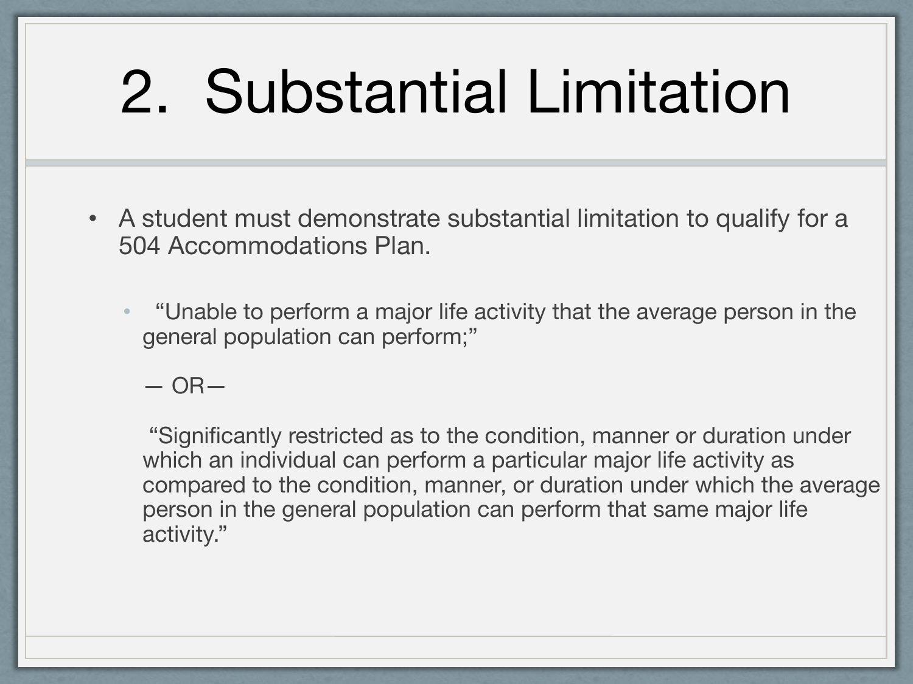# 2. Substantial Limitation

- A student must demonstrate substantial limitation to qualify for a 504 Accommodations Plan.
  - "Unable to perform a major life activity that the average person in the general population can perform;"

    — OR—

    "Significantly restricted as to the condition, manner or duration under which an individual can perform a particular major life activity as compared to the condition, manner, or duration under which the average person in the general population can perform that same major life activity."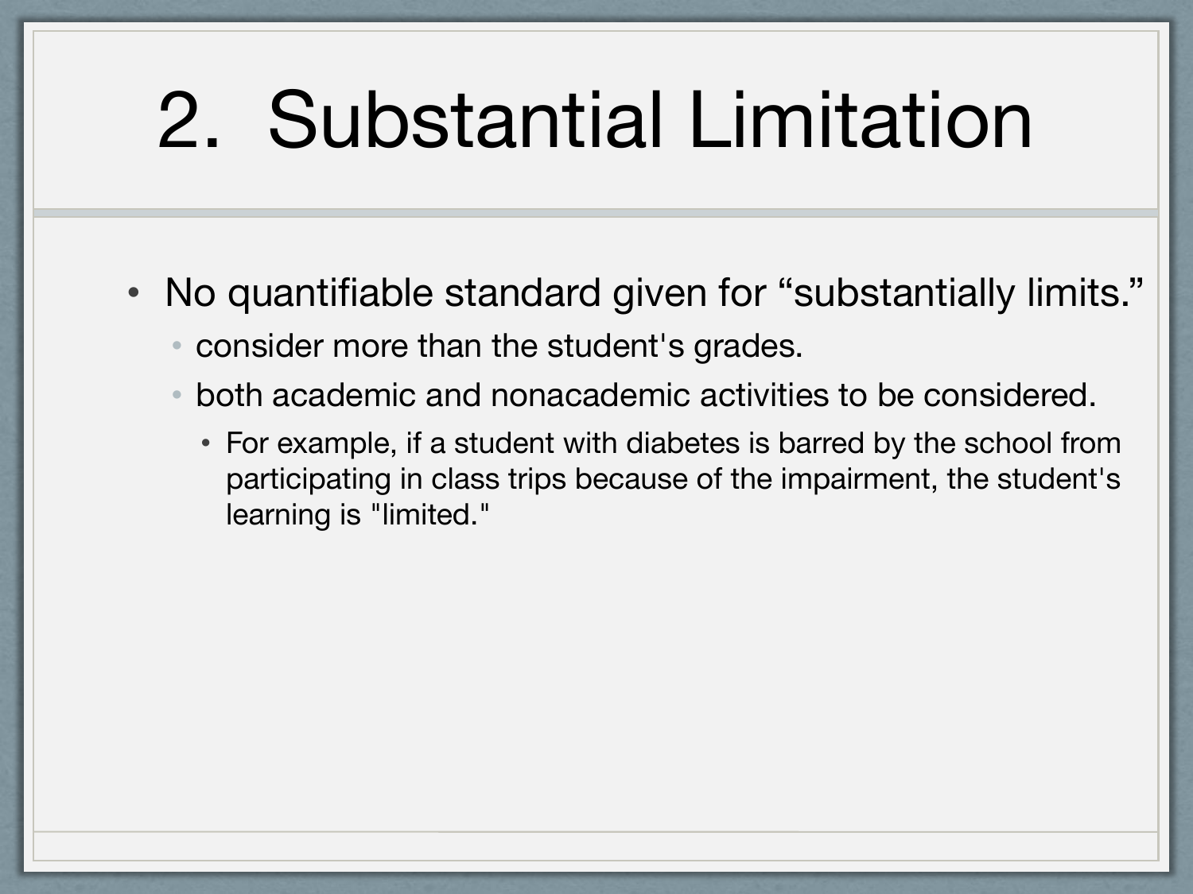# 2. Substantial Limitation

- No quantifiable standard given for “substantially limits.”
  - consider more than the student's grades.
  - both academic and nonacademic activities to be considered.
    - For example, if a student with diabetes is barred by the school from participating in class trips because of the impairment, the student's learning is "limited."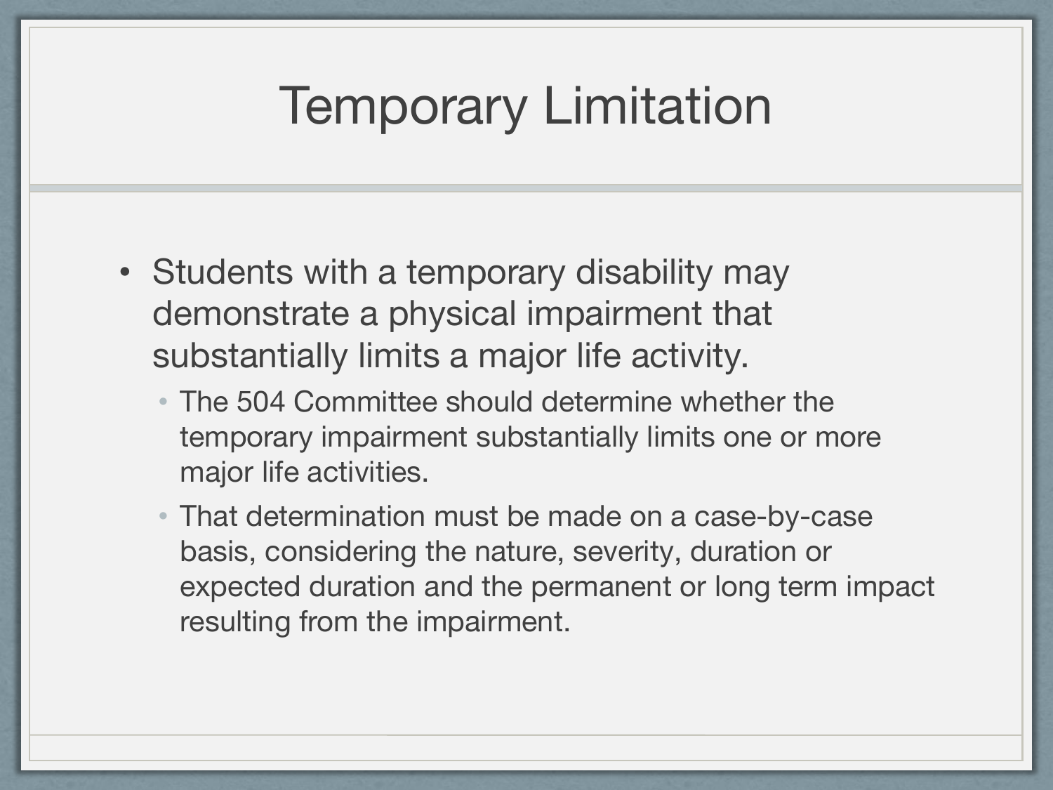# Temporary Limitation

- Students with a temporary disability may demonstrate a physical impairment that substantially limits a major life activity.
  - The 504 Committee should determine whether the temporary impairment substantially limits one or more major life activities.
  - That determination must be made on a case-by-case basis, considering the nature, severity, duration or expected duration and the permanent or long term impact resulting from the impairment.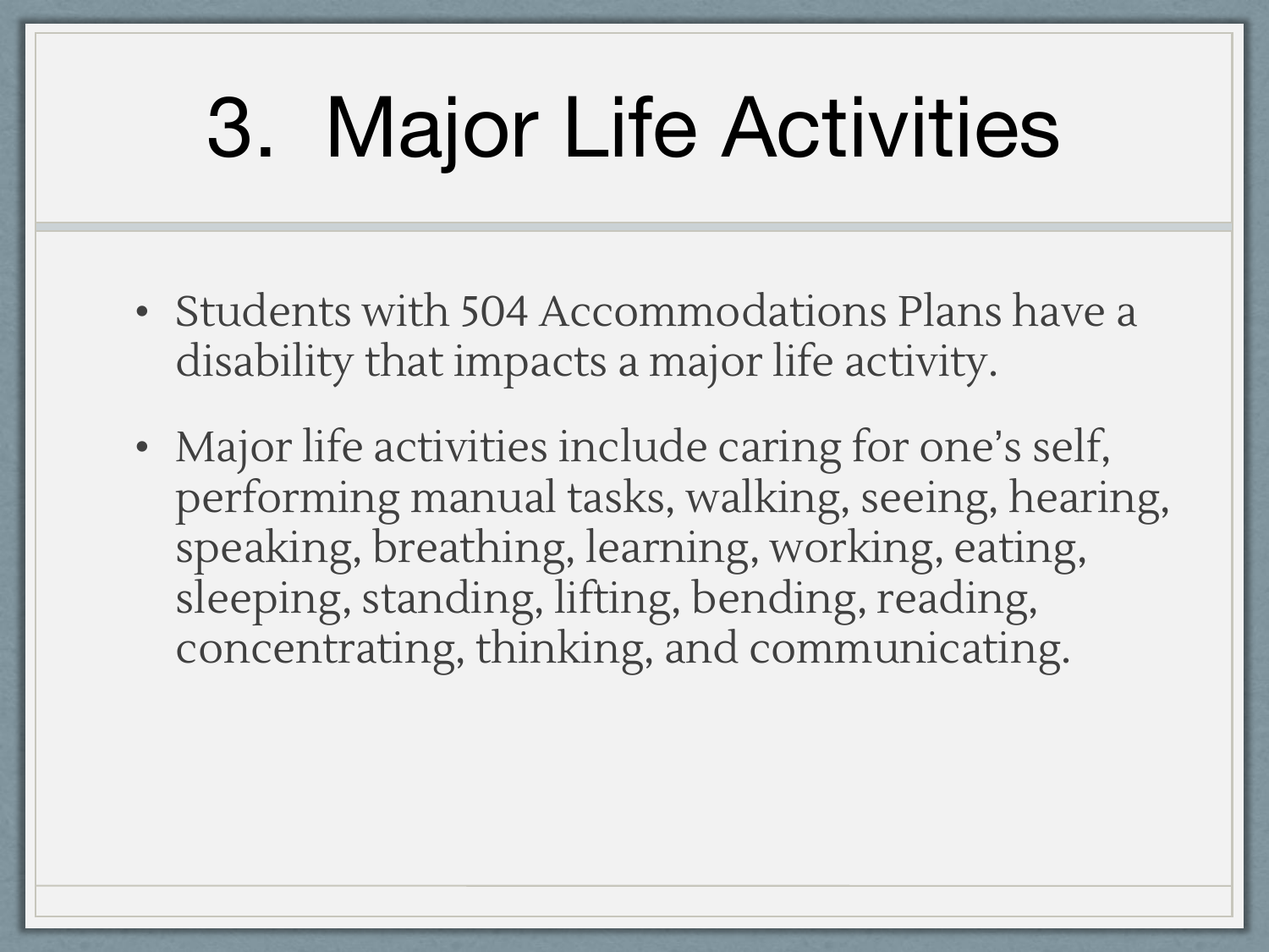# 3. Major Life Activities

- Students with 504 Accommodations Plans have a disability that impacts a major life activity.
- Major life activities include caring for one's self, performing manual tasks, walking, seeing, hearing, speaking, breathing, learning, working, eating, sleeping, standing, lifting, bending, reading, concentrating, thinking, and communicating.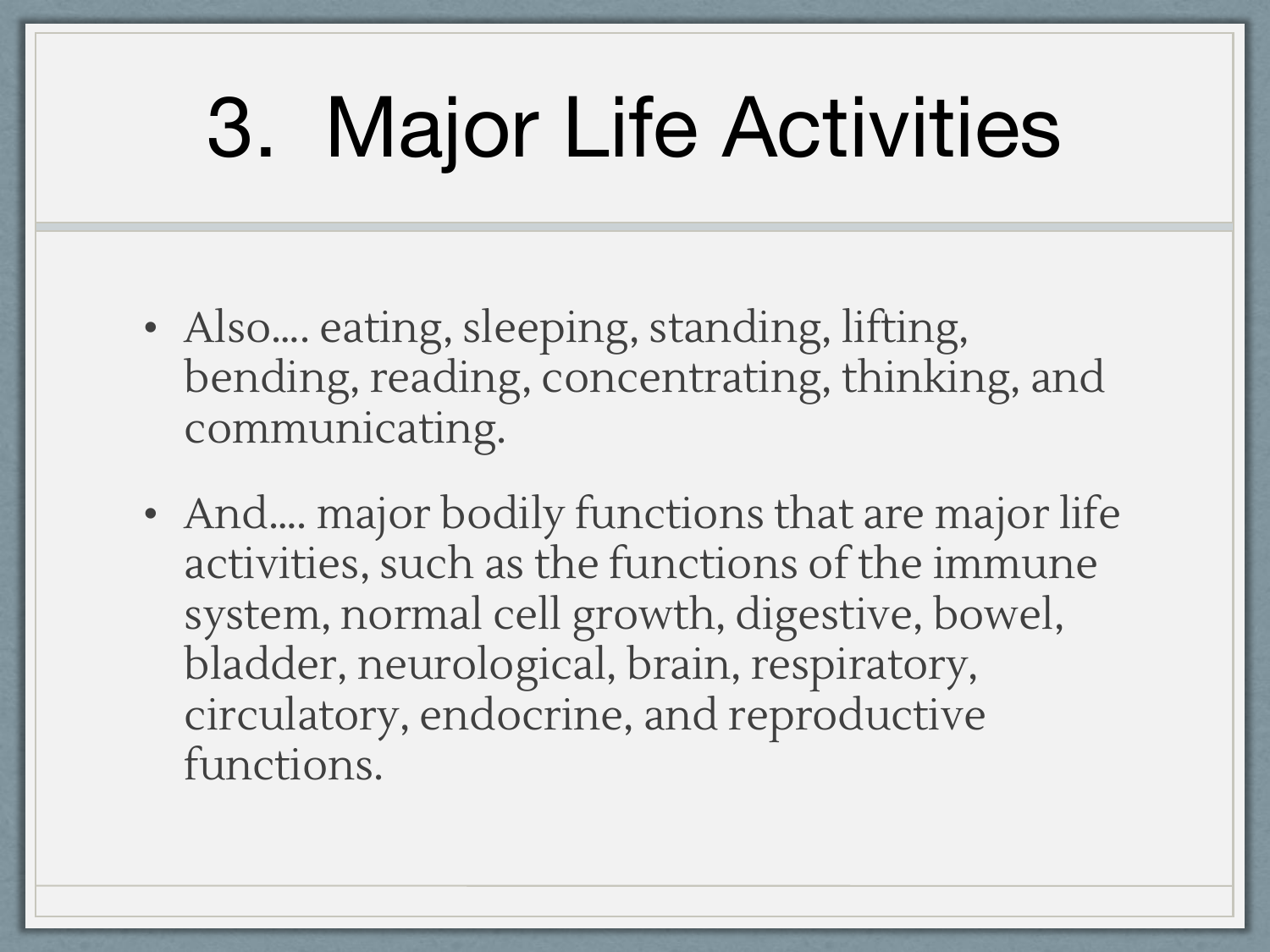# 3. Major Life Activities

- Also.... eating, sleeping, standing, lifting, bending, reading, concentrating, thinking, and communicating.
- And.... major bodily functions that are major life activities, such as the functions of the immune system, normal cell growth, digestive, bowel, bladder, neurological, brain, respiratory, circulatory, endocrine, and reproductive functions.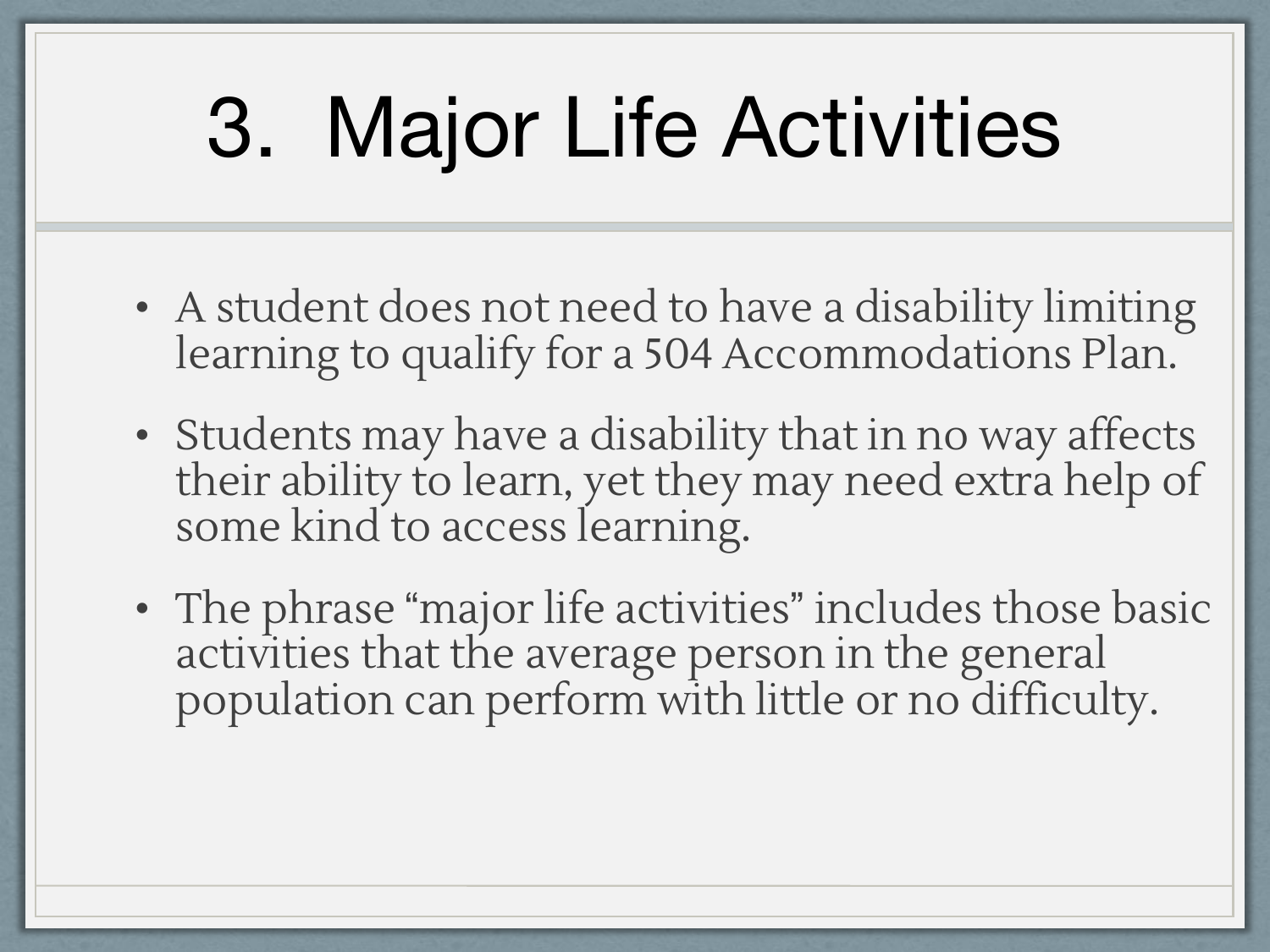# 3. Major Life Activities

- A student does not need to have a disability limiting learning to qualify for a 504 Accommodations Plan.
- Students may have a disability that in no way affects their ability to learn, yet they may need extra help of some kind to access learning.
- The phrase "major life activities" includes those basic activities that the average person in the general population can perform with little or no difficulty.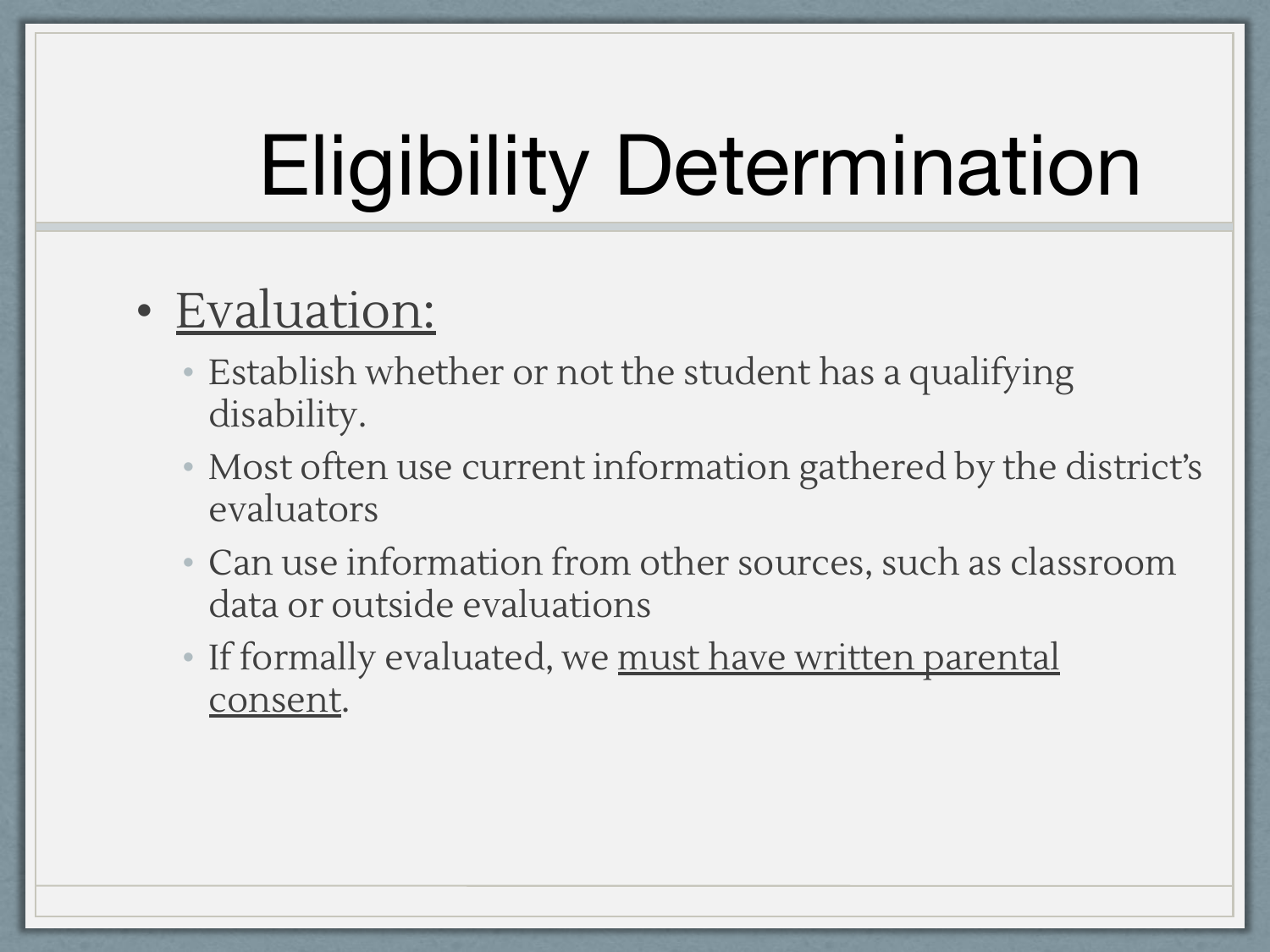# Eligibility Determination

- <u>Evaluation:</u>
  - Establish whether or not the student has a qualifying disability.
  - Most often use current information gathered by the district's evaluators
  - Can use information from other sources, such as classroom data or outside evaluations
  - If formally evaluated, we <u>must have written parental consent</u>.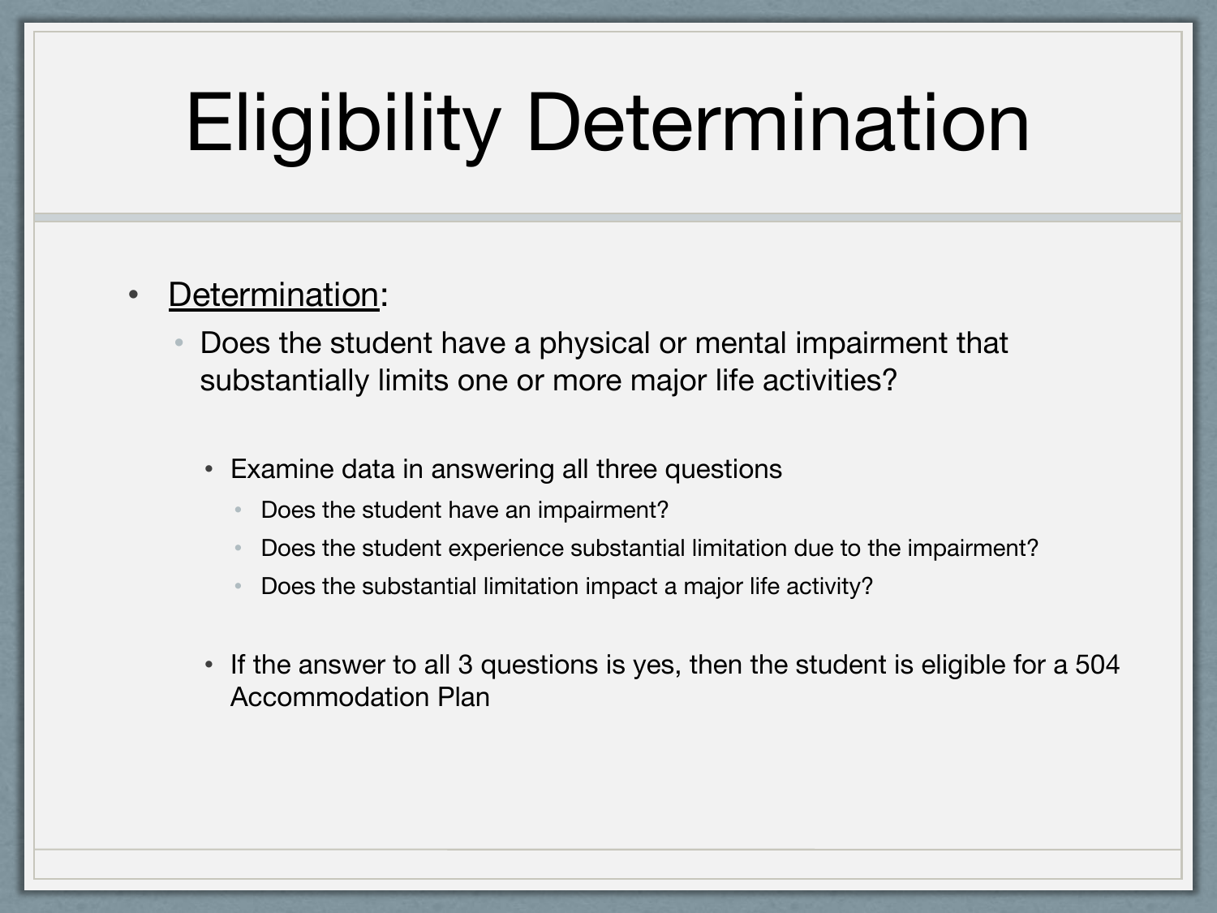# Eligibility Determination

- <u>Determination</u>:
  - Does the student have a physical or mental impairment that substantially limits one or more major life activities?
    - Examine data in answering all three questions
      - Does the student have an impairment?
      - Does the student experience substantial limitation due to the impairment?
      - Does the substantial limitation impact a major life activity?
    - If the answer to all 3 questions is yes, then the student is eligible for a 504 Accommodation Plan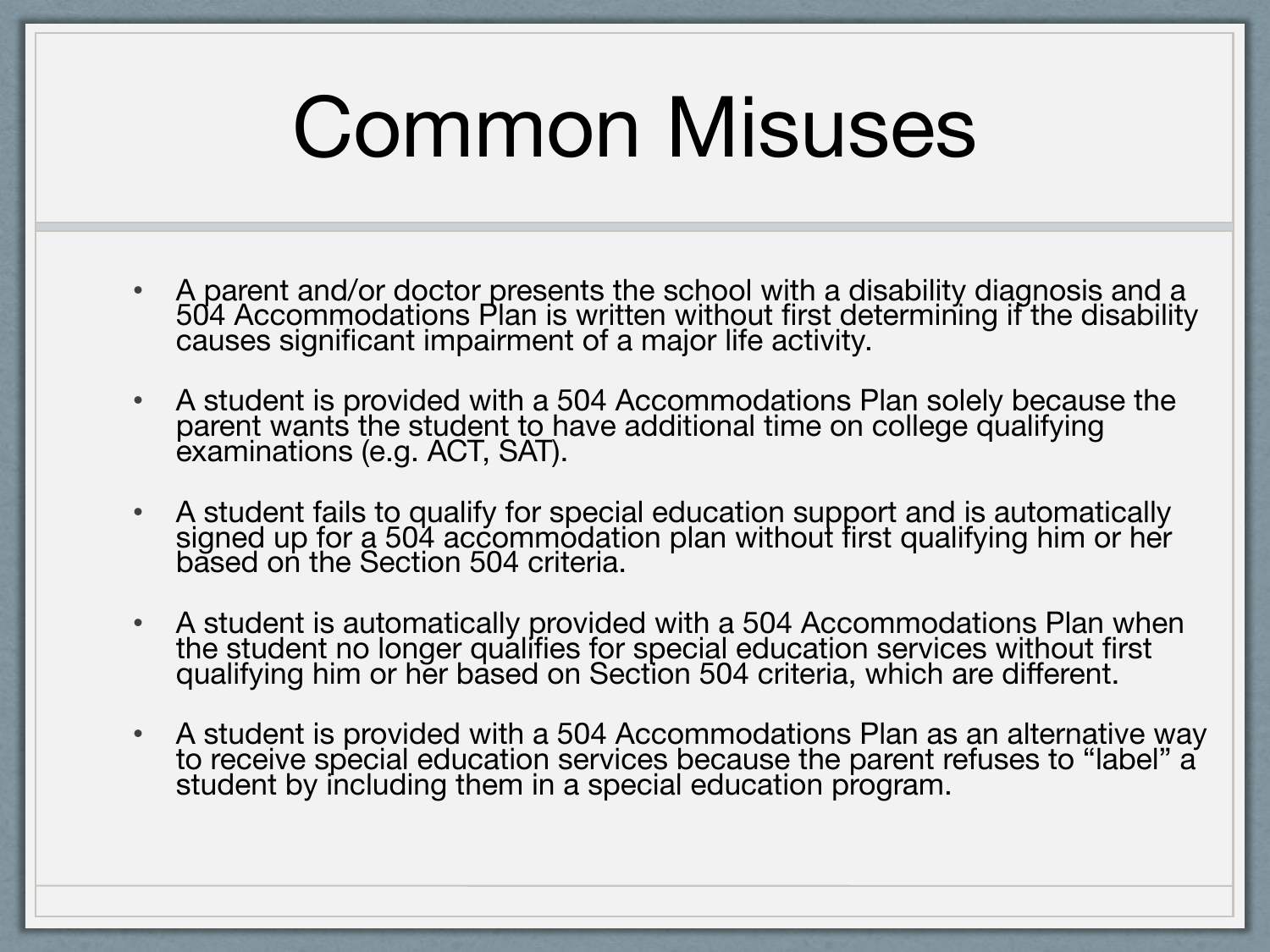# Common Misuses

- A parent and/or doctor presents the school with a disability diagnosis and a 504 Accommodations Plan is written without first determining if the disability causes significant impairment of a major life activity.
- A student is provided with a 504 Accommodations Plan solely because the parent wants the student to have additional time on college qualifying examinations (e.g. ACT, SAT).
- A student fails to qualify for special education support and is automatically signed up for a 504 accommodation plan without first qualifying him or her based on the Section 504 criteria.
- A student is automatically provided with a 504 Accommodations Plan when the student no longer qualifies for special education services without first qualifying him or her based on Section 504 criteria, which are different.
- A student is provided with a 504 Accommodations Plan as an alternative way to receive special education services because the parent refuses to "label" a student by including them in a special education program.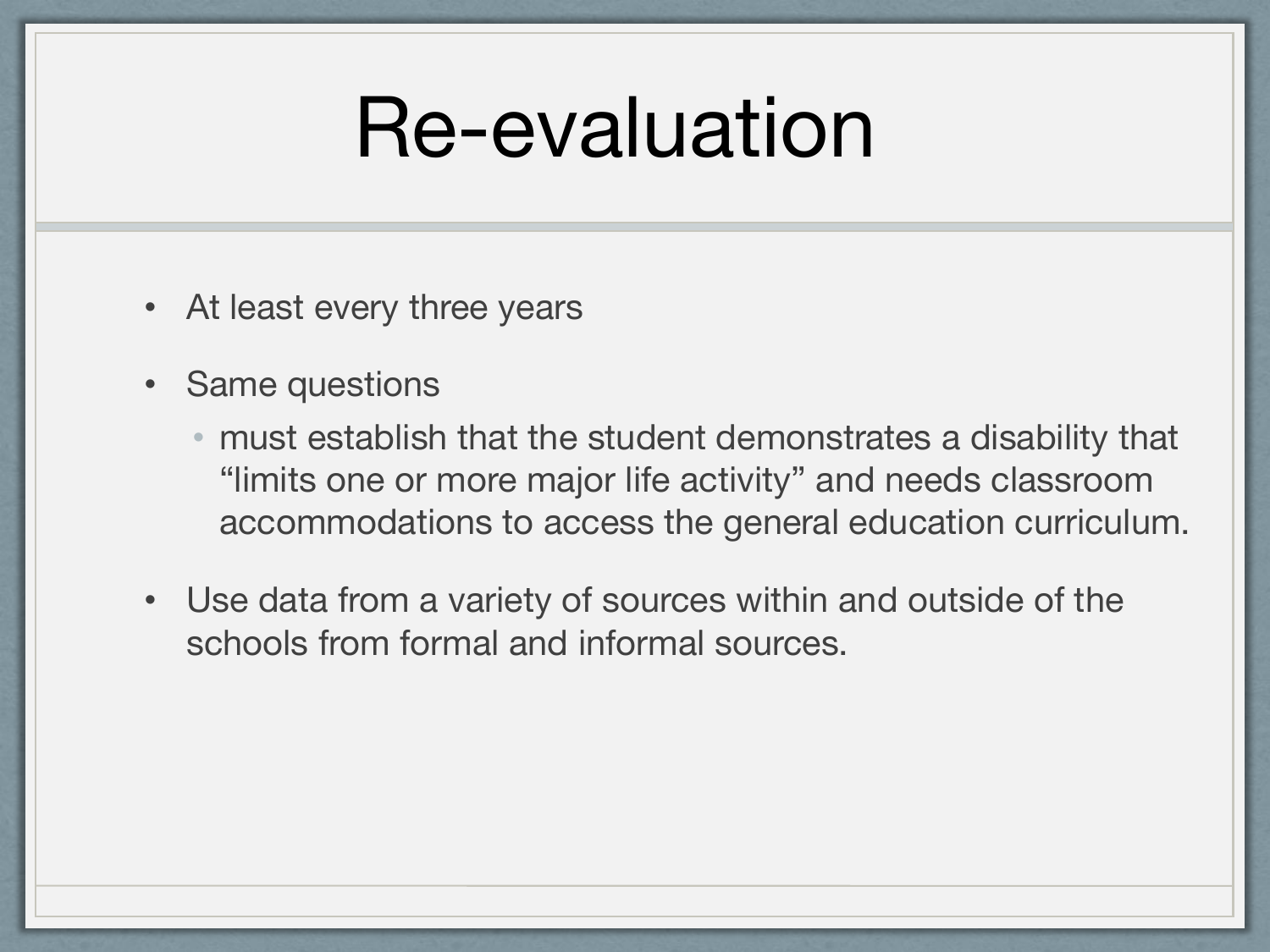# Re-evaluation

- At least every three years
- Same questions
  - must establish that the student demonstrates a disability that “limits one or more major life activity” and needs classroom accommodations to access the general education curriculum.
- Use data from a variety of sources within and outside of the schools from formal and informal sources.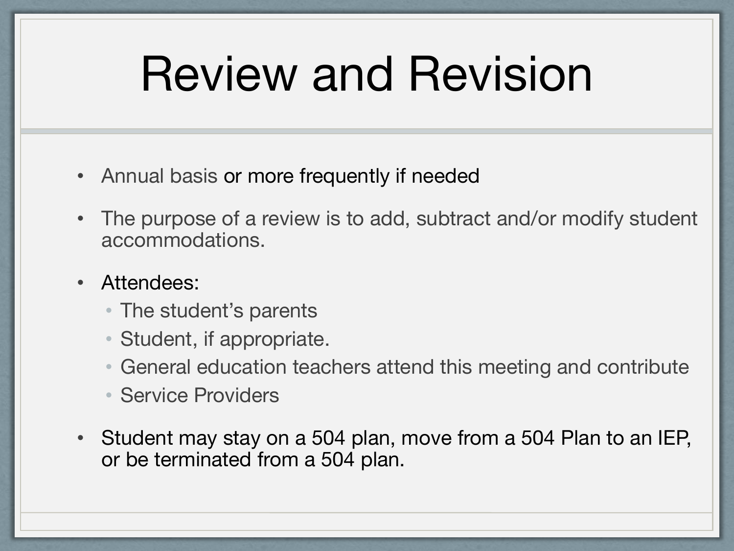# Review and Revision

- Annual basis or more frequently if needed
- The purpose of a review is to add, subtract and/or modify student accommodations.
- Attendees:
  - The student's parents
  - Student, if appropriate.
  - General education teachers attend this meeting and contribute
  - Service Providers
- Student may stay on a 504 plan, move from a 504 Plan to an IEP, or be terminated from a 504 plan.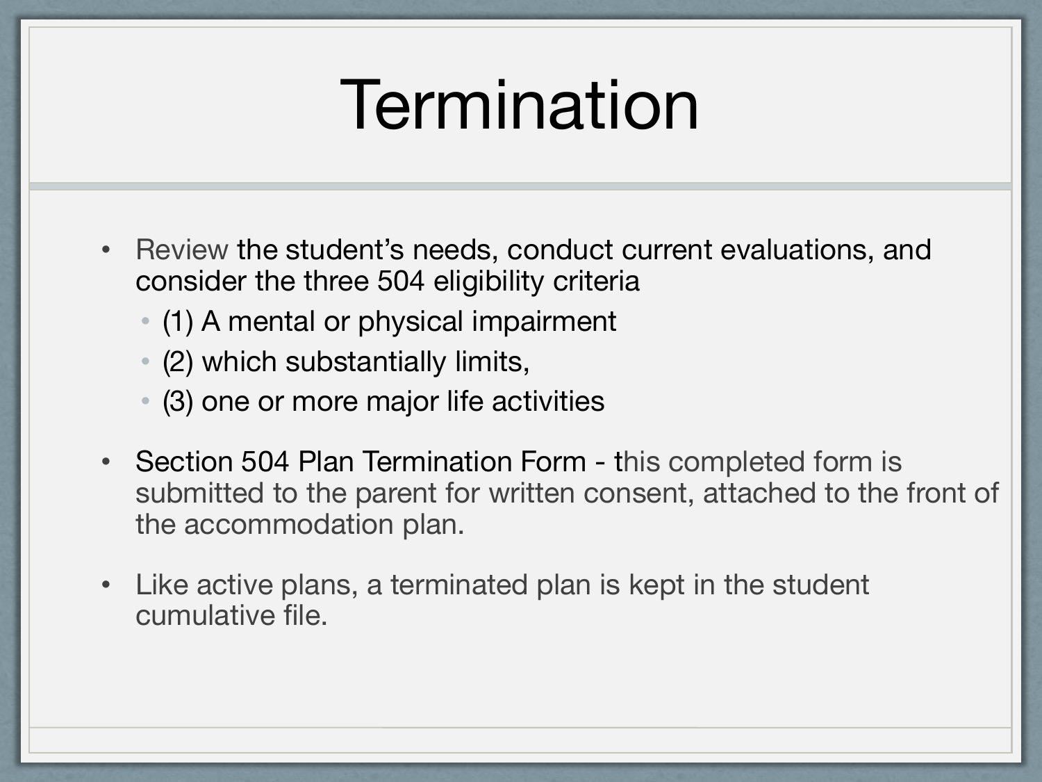# Termination

- Review the student's needs, conduct current evaluations, and consider the three 504 eligibility criteria
  - (1) A mental or physical impairment
  - (2) which substantially limits,
  - (3) one or more major life activities
- Section 504 Plan Termination Form - this completed form is submitted to the parent for written consent, attached to the front of the accommodation plan.
- Like active plans, a terminated plan is kept in the student cumulative file.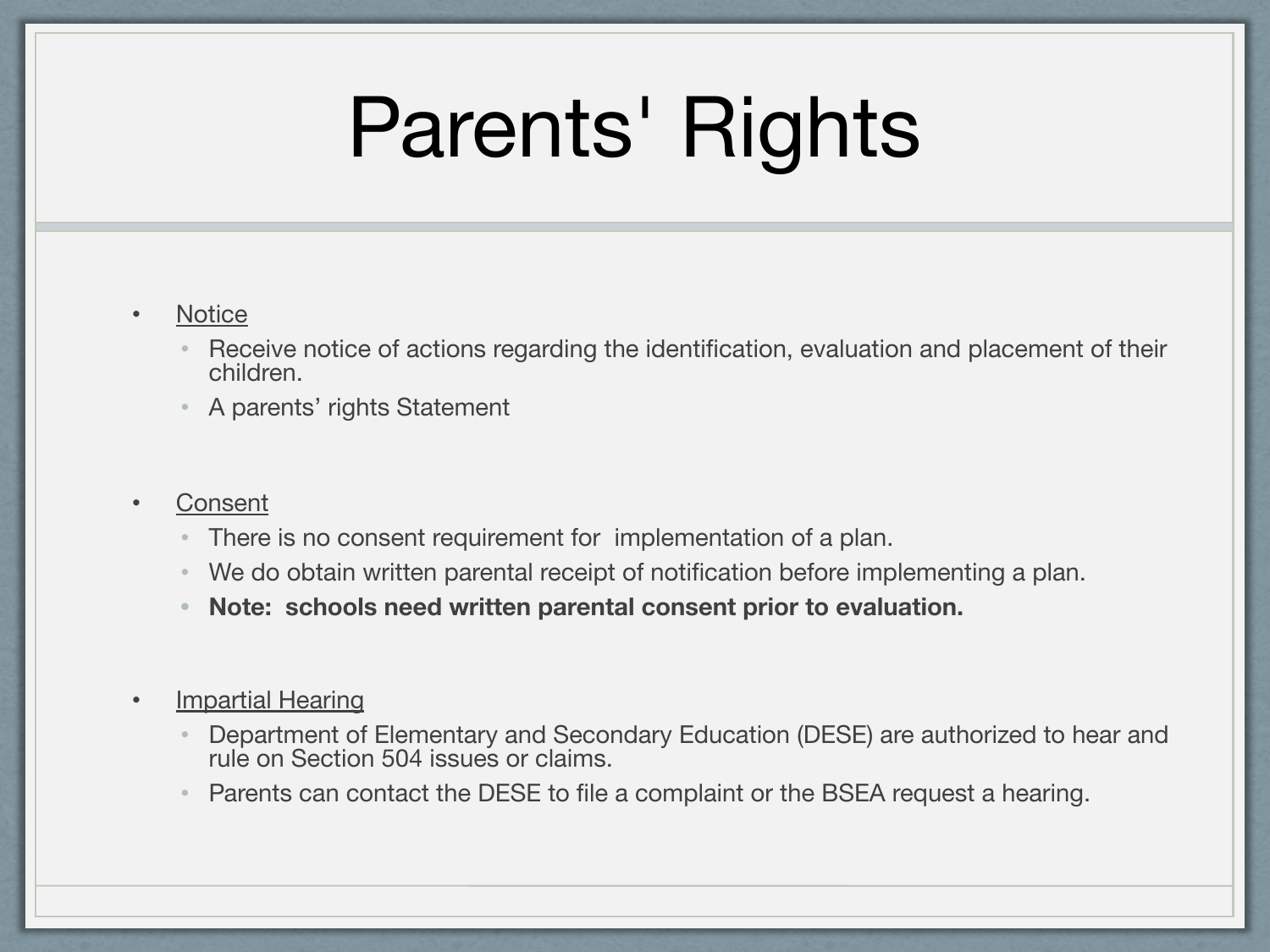# Parents' Rights

- Notice
  - Receive notice of actions regarding the identification, evaluation and placement of their children.
  - A parents' rights Statement
- Consent
  - There is no consent requirement for implementation of a plan.
  - We do obtain written parental receipt of notification before implementing a plan.
  - **Note: schools need written parental consent prior to evaluation.**
- Impartial Hearing
  - Department of Elementary and Secondary Education (DESE) are authorized to hear and rule on Section 504 issues or claims.
  - Parents can contact the DESE to file a complaint or the BSEA request a hearing.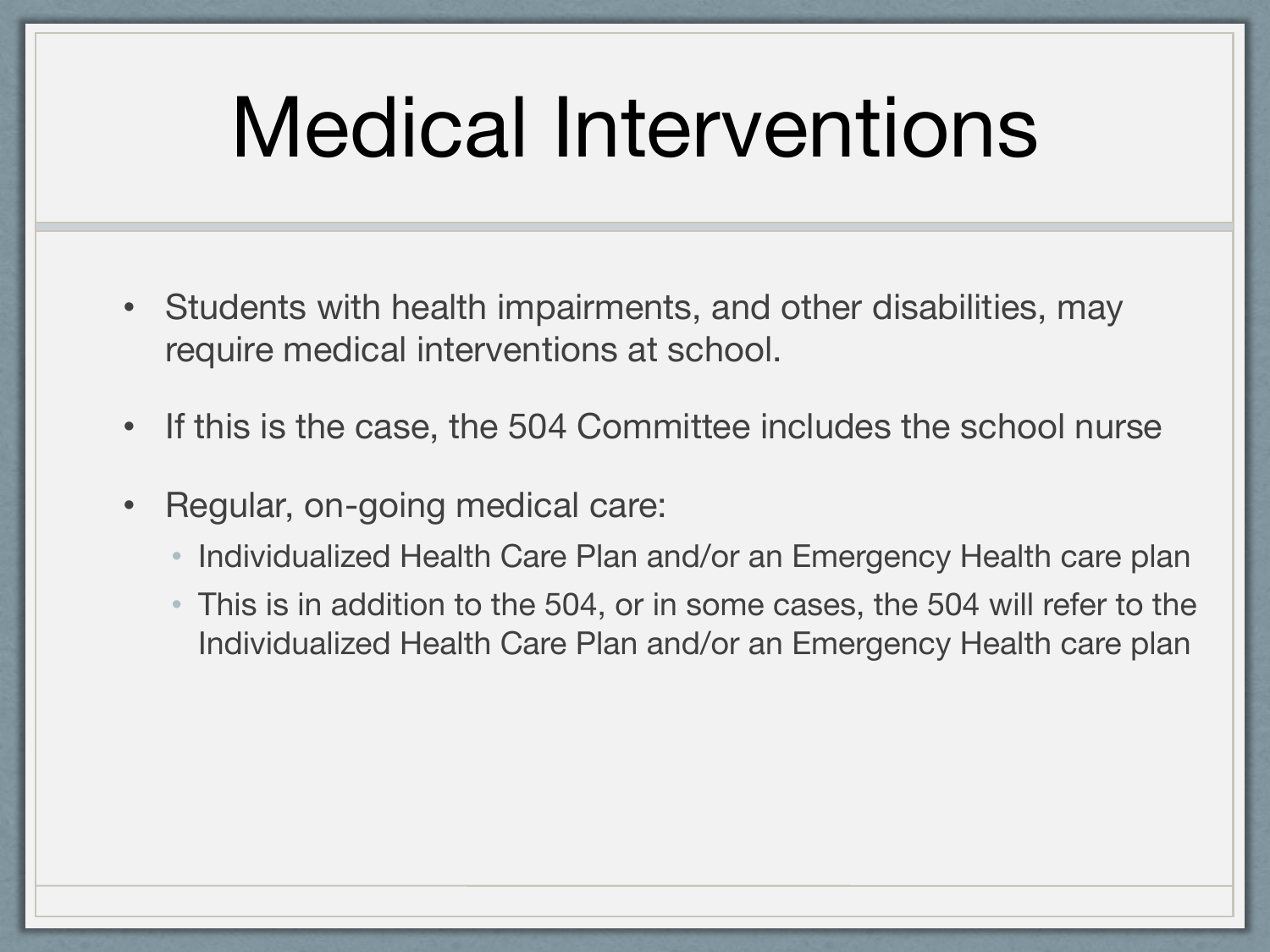# Medical Interventions

- Students with health impairments, and other disabilities, may require medical interventions at school.
- If this is the case, the 504 Committee includes the school nurse
- Regular, on-going medical care:
  - Individualized Health Care Plan and/or an Emergency Health care plan
  - This is in addition to the 504, or in some cases, the 504 will refer to the Individualized Health Care Plan and/or an Emergency Health care plan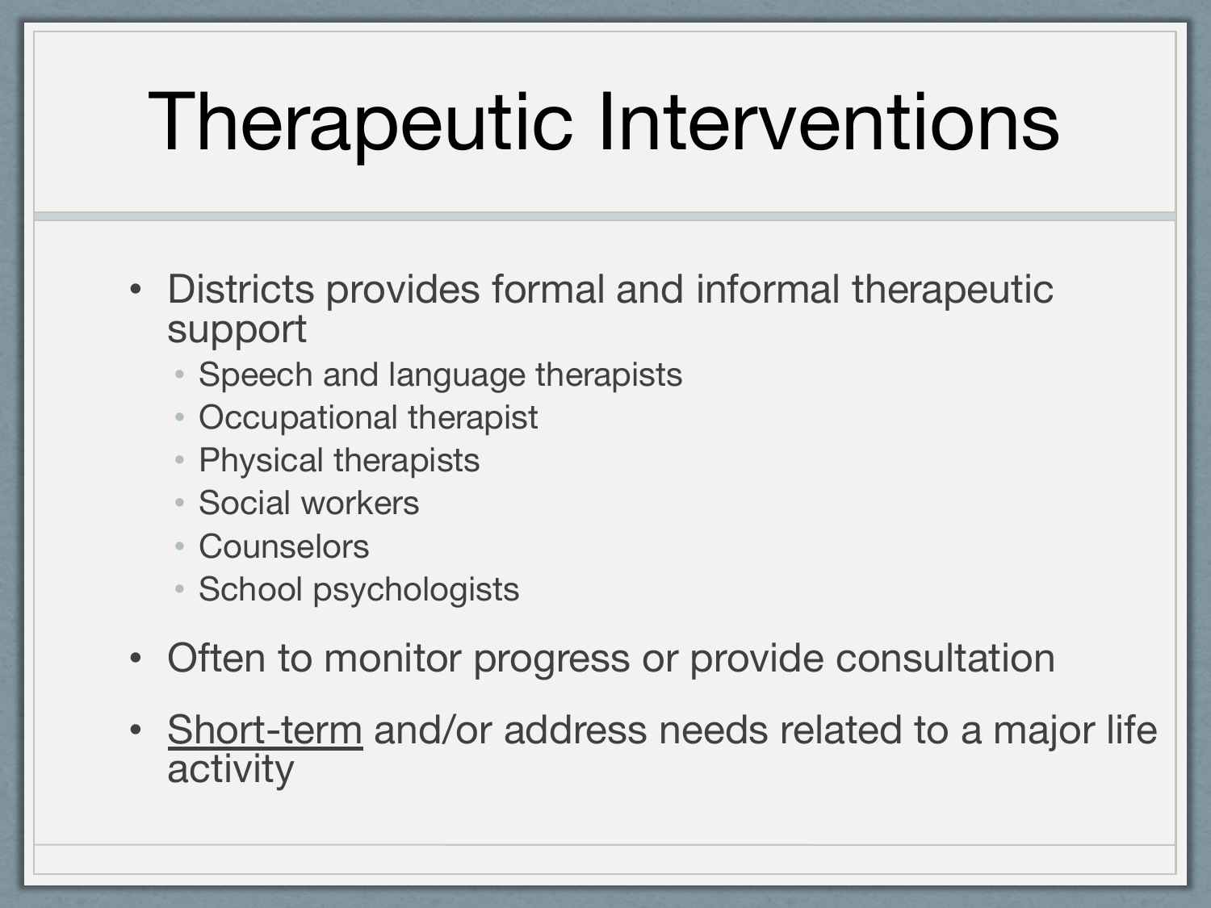# Therapeutic Interventions

- Districts provides formal and informal therapeutic support
  - Speech and language therapists
  - Occupational therapist
  - Physical therapists
  - Social workers
  - Counselors
  - School psychologists
- Often to monitor progress or provide consultation
- <u>Short-term</u> and/or address needs related to a major life activity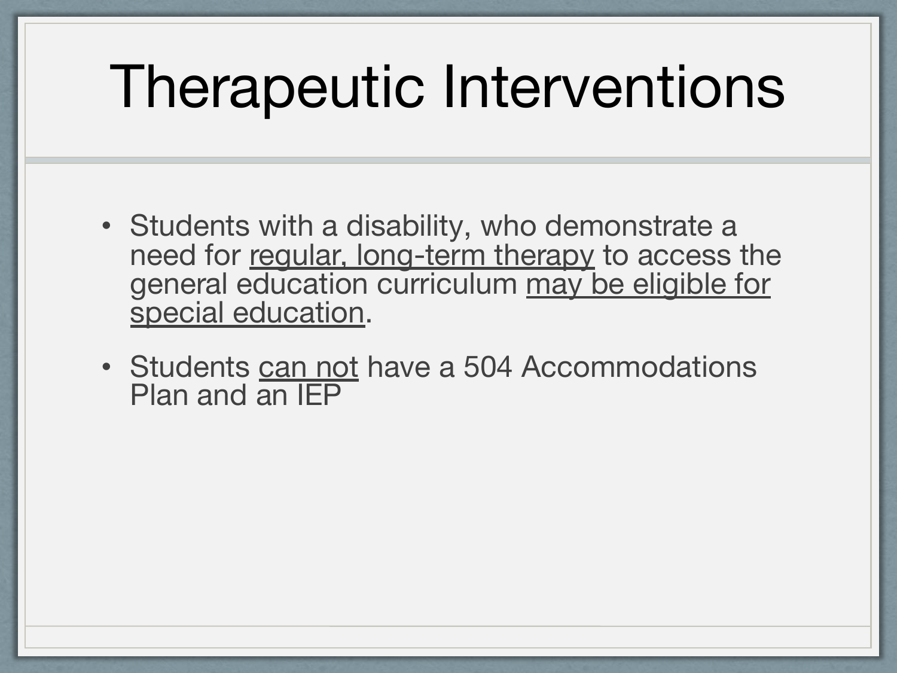# Therapeutic Interventions

- Students with a disability, who demonstrate a need for <u>regular, long-term therapy</u> to access the general education curriculum <u>may be eligible for special education</u>.
- Students <u>can not</u> have a 504 Accommodations Plan and an IEP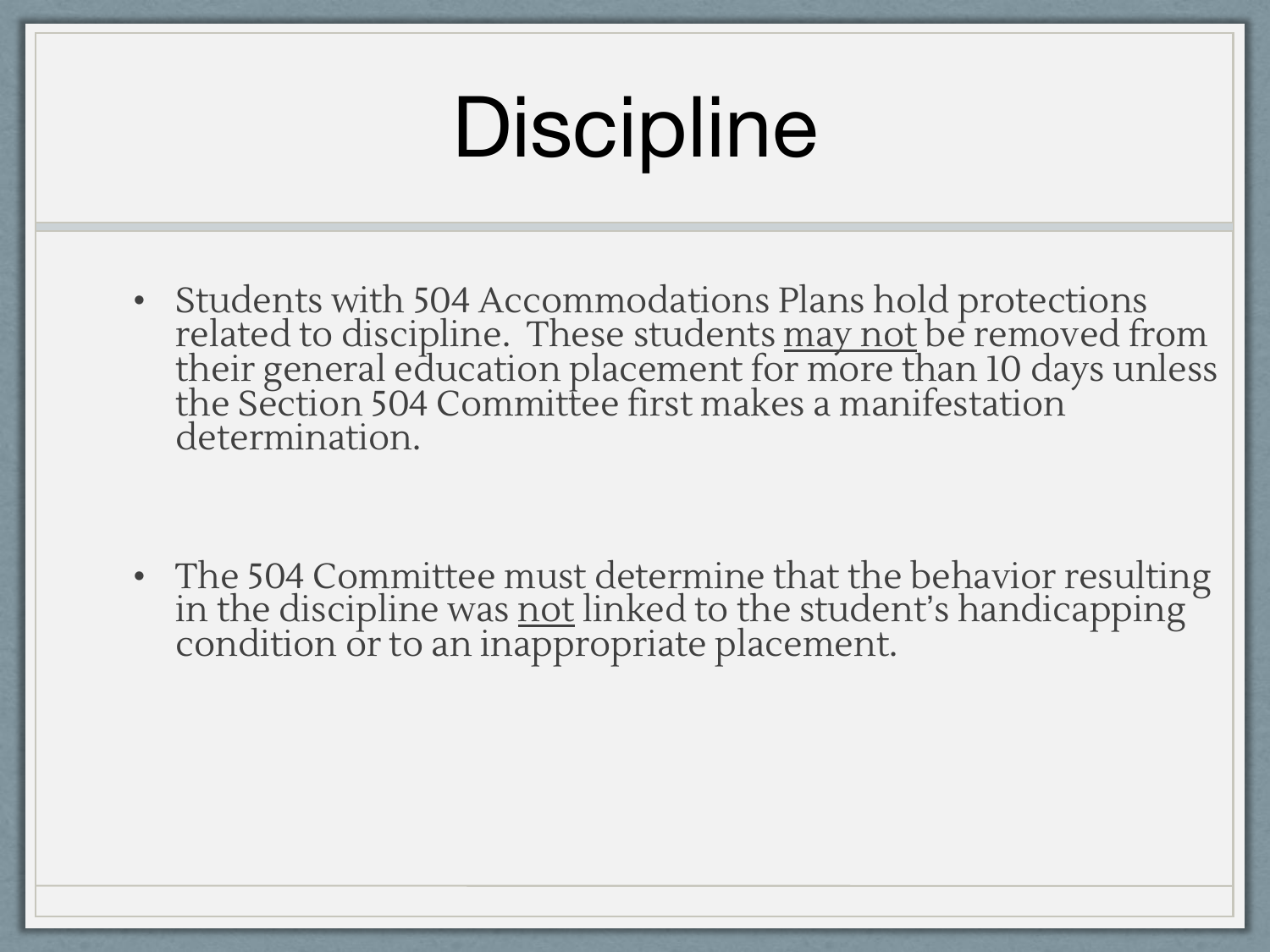# Discipline

- Students with 504 Accommodations Plans hold protections related to discipline. These students <u>may not</u> be removed from their general education placement for more than 10 days unless the Section 504 Committee first makes a manifestation determination.

- The 504 Committee must determine that the behavior resulting in the discipline was <u>not</u> linked to the student's handicapping condition or to an inappropriate placement.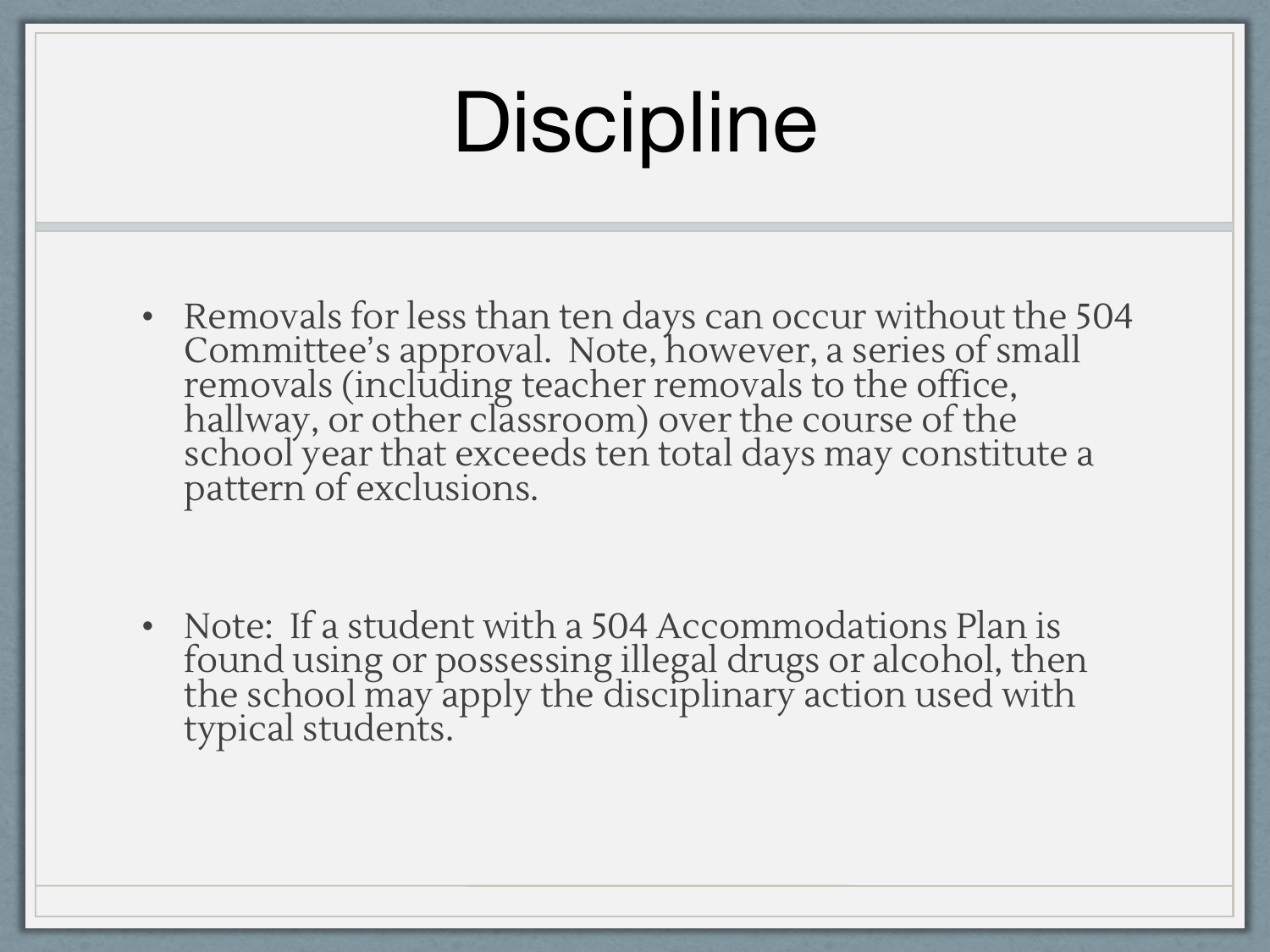# Discipline

- Removals for less than ten days can occur without the 504 Committee's approval. Note, however, a series of small removals (including teacher removals to the office, hallway, or other classroom) over the course of the school year that exceeds ten total days may constitute a pattern of exclusions.

- Note: If a student with a 504 Accommodations Plan is found using or possessing illegal drugs or alcohol, then the school may apply the disciplinary action used with typical students.